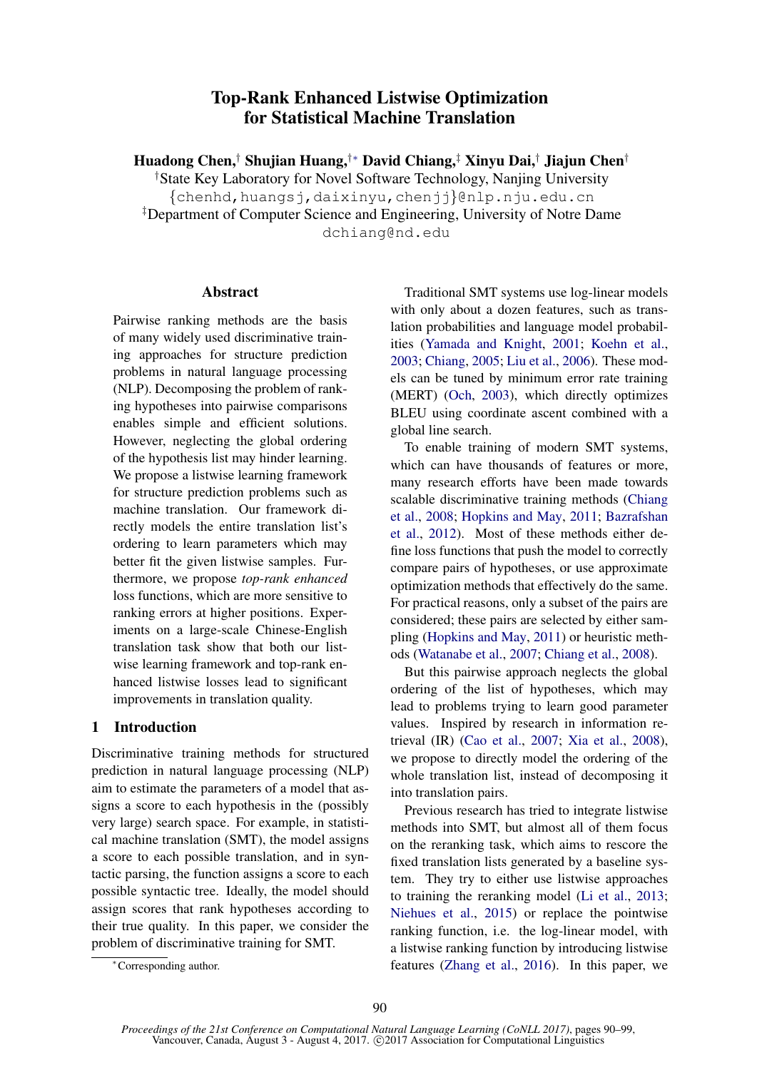# Top-Rank Enhanced Listwise Optimization for Statistical Machine Translation

**Huadong Chen,[†] Shujian Huang,[†*] David Chiang,[‡] Xinyu Dai,[†] Jiajun Chen[†]**

[†]State Key Laboratory for Novel Software Technology, Nanjing University

{chenhd,huangsj,daixinyu,chenjj}@nlp.nju.edu.cn

[‡]Department of Computer Science and Engineering, University of Notre Dame

dchiang@nd.edu

## Abstract

Pairwise ranking methods are the basis of many widely used discriminative training approaches for structure prediction problems in natural language processing (NLP). Decomposing the problem of ranking hypotheses into pairwise comparisons enables simple and efficient solutions. However, neglecting the global ordering of the hypothesis list may hinder learning. We propose a listwise learning framework for structure prediction problems such as machine translation. Our framework directly models the entire translation list's ordering to learn parameters which may better fit the given listwise samples. Furthermore, we propose *top-rank enhanced* loss functions, which are more sensitive to ranking errors at higher positions. Experiments on a large-scale Chinese-English translation task show that both our listwise learning framework and top-rank enhanced listwise losses lead to significant improvements in translation quality.

## 1 Introduction

Discriminative training methods for structured prediction in natural language processing (NLP) aim to estimate the parameters of a model that assigns a score to each hypothesis in the (possibly very large) search space. For example, in statistical machine translation (SMT), the model assigns a score to each possible translation, and in syntactic parsing, the function assigns a score to each possible syntactic tree. Ideally, the model should assign scores that rank hypotheses according to their true quality. In this paper, we consider the problem of discriminative training for SMT.

Traditional SMT systems use log-linear models with only about a dozen features, such as translation probabilities and language model probabilities (Yamada and Knight, 2001; Koehn et al., 2003; Chiang, 2005; Liu et al., 2006). These models can be tuned by minimum error rate training (MERT) (Och, 2003), which directly optimizes BLEU using coordinate ascent combined with a global line search.

To enable training of modern SMT systems, which can have thousands of features or more, many research efforts have been made towards scalable discriminative training methods (Chiang et al., 2008; Hopkins and May, 2011; Bazrafshan et al., 2012). Most of these methods either define loss functions that push the model to correctly compare pairs of hypotheses, or use approximate optimization methods that effectively do the same. For practical reasons, only a subset of the pairs are considered; these pairs are selected by either sampling (Hopkins and May, 2011) or heuristic methods (Watanabe et al., 2007; Chiang et al., 2008).

But this pairwise approach neglects the global ordering of the list of hypotheses, which may lead to problems trying to learn good parameter values. Inspired by research in information retrieval (IR) (Cao et al., 2007; Xia et al., 2008), we propose to directly model the ordering of the whole translation list, instead of decomposing it into translation pairs.

Previous research has tried to integrate listwise methods into SMT, but almost all of them focus on the reranking task, which aims to rescore the fixed translation lists generated by a baseline system. They try to either use listwise approaches to training the reranking model (Li et al., 2013; Niehues et al., 2015) or replace the pointwise ranking function, i.e. the log-linear model, with a listwise ranking function by introducing listwise features (Zhang et al., 2016). In this paper, we

*Corresponding author.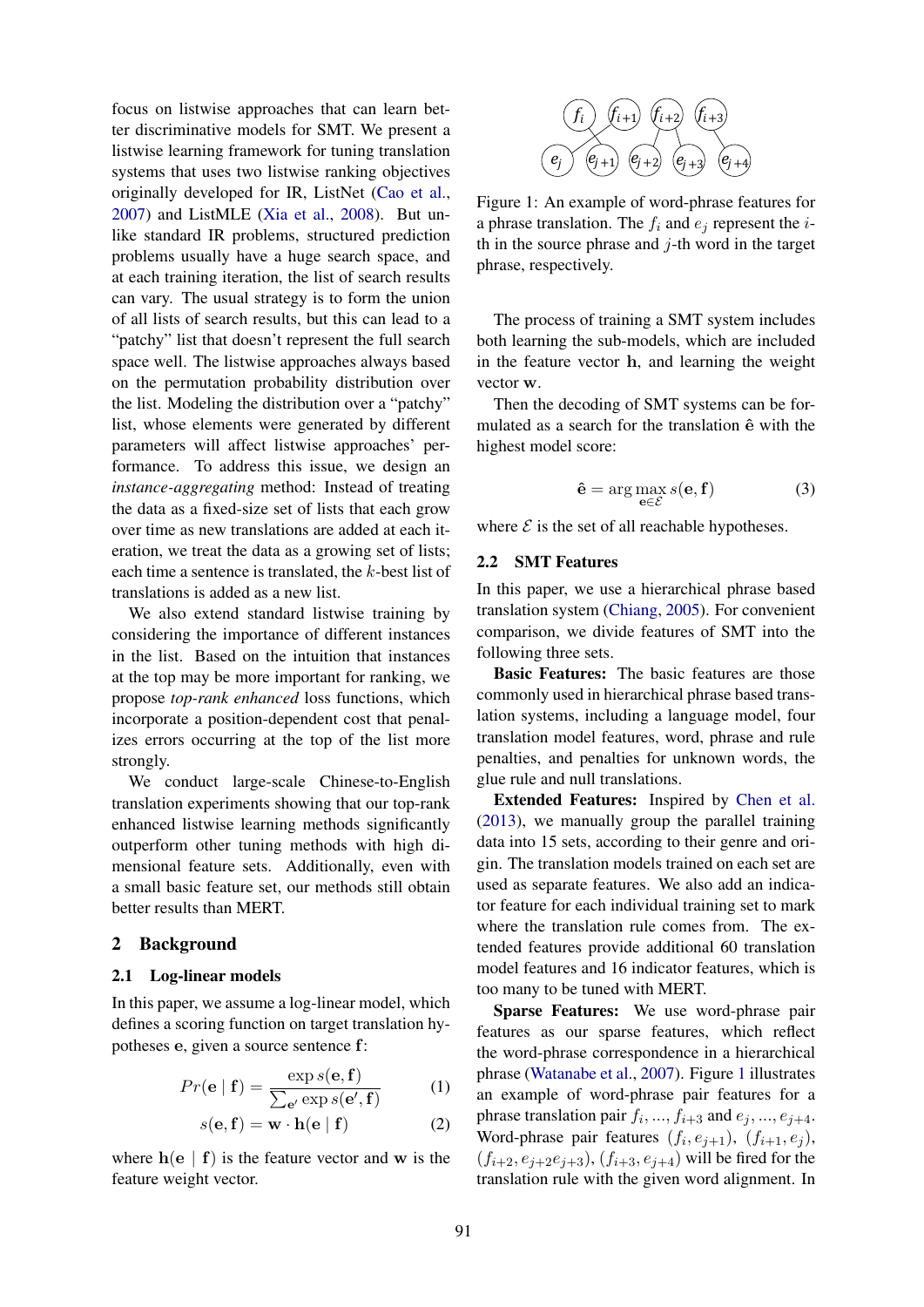focus on listwise approaches that can learn better discriminative models for SMT. We present a listwise learning framework for tuning translation systems that uses two listwise ranking objectives originally developed for IR, ListNet (Cao et al., 2007) and ListMLE (Xia et al., 2008). But unlike standard IR problems, structured prediction problems usually have a huge search space, and at each training iteration, the list of search results can vary. The usual strategy is to form the union of all lists of search results, but this can lead to a "patchy" list that doesn't represent the full search space well. The listwise approaches always based on the permutation probability distribution over the list. Modeling the distribution over a "patchy" list, whose elements were generated by different parameters will affect listwise approaches' performance. To address this issue, we design an *instance-aggregating* method: Instead of treating the data as a fixed-size set of lists that each grow over time as new translations are added at each iteration, we treat the data as a growing set of lists; each time a sentence is translated, the $k$-best list of translations is added as a new list.

We also extend standard listwise training by considering the importance of different instances in the list. Based on the intuition that instances at the top may be more important for ranking, we propose *top-rank enhanced* loss functions, which incorporate a position-dependent cost that penalizes errors occurring at the top of the list more strongly.

We conduct large-scale Chinese-to-English translation experiments showing that our top-rank enhanced listwise learning methods significantly outperform other tuning methods with high dimensional feature sets. Additionally, even with a small basic feature set, our methods still obtain better results than MERT.

## 2 Background

### 2.1 Log-linear models

In this paper, we assume a log-linear model, which defines a scoring function on target translation hypotheses $\mathbf{e}$, given a source sentence $\mathbf{f}$:

$$Pr(\mathbf{e} \mid \mathbf{f}) = \frac{\exp s(\mathbf{e}, \mathbf{f})}{\sum_{\mathbf{e}'} \exp s(\mathbf{e}', \mathbf{f})} \qquad (1)$$

$$s(\mathbf{e}, \mathbf{f}) = \mathbf{w} \cdot \mathbf{h}(\mathbf{e} \mid \mathbf{f}) \qquad (2)$$

where $\mathbf{h}(\mathbf{e} \mid \mathbf{f})$ is the feature vector and $\mathbf{w}$ is the feature weight vector.

Figure 1: An example of word-phrase features for a phrase translation. The $f_i$ and $e_j$ represent the $i$-th in the source phrase and $j$-th word in the target phrase, respectively.

The process of training a SMT system includes both learning the sub-models, which are included in the feature vector $\mathbf{h}$, and learning the weight vector $\mathbf{w}$.

Then the decoding of SMT systems can be formulated as a search for the translation $\hat{\mathbf{e}}$ with the highest model score:

$$\hat{\mathbf{e}} = \arg\max_{\mathbf{e} \in \mathcal{E}} s(\mathbf{e}, \mathbf{f}) \qquad (3)$$

where $\mathcal{E}$ is the set of all reachable hypotheses.

### 2.2 SMT Features

In this paper, we use a hierarchical phrase based translation system (Chiang, 2005). For convenient comparison, we divide features of SMT into the following three sets.

**Basic Features:** The basic features are those commonly used in hierarchical phrase based translation systems, including a language model, four translation model features, word, phrase and rule penalties, and penalties for unknown words, the glue rule and null translations.

**Extended Features:** Inspired by Chen et al. (2013), we manually group the parallel training data into 15 sets, according to their genre and origin. The translation models trained on each set are used as separate features. We also add an indicator feature for each individual training set to mark where the translation rule comes from. The extended features provide additional 60 translation model features and 16 indicator features, which is too many to be tuned with MERT.

**Sparse Features:** We use word-phrase pair features as our sparse features, which reflect the word-phrase correspondence in a hierarchical phrase (Watanabe et al., 2007). Figure 1 illustrates an example of word-phrase pair features for a phrase translation pair $f_i, ..., f_{i+3}$ and $e_j, ..., e_{j+4}$. Word-phrase pair features $(f_i, e_{j+1})$, $(f_{i+1}, e_j)$, $(f_{i+2}, e_{j+2}e_{j+3})$, $(f_{i+3}, e_{j+4})$ will be fired for the translation rule with the given word alignment. In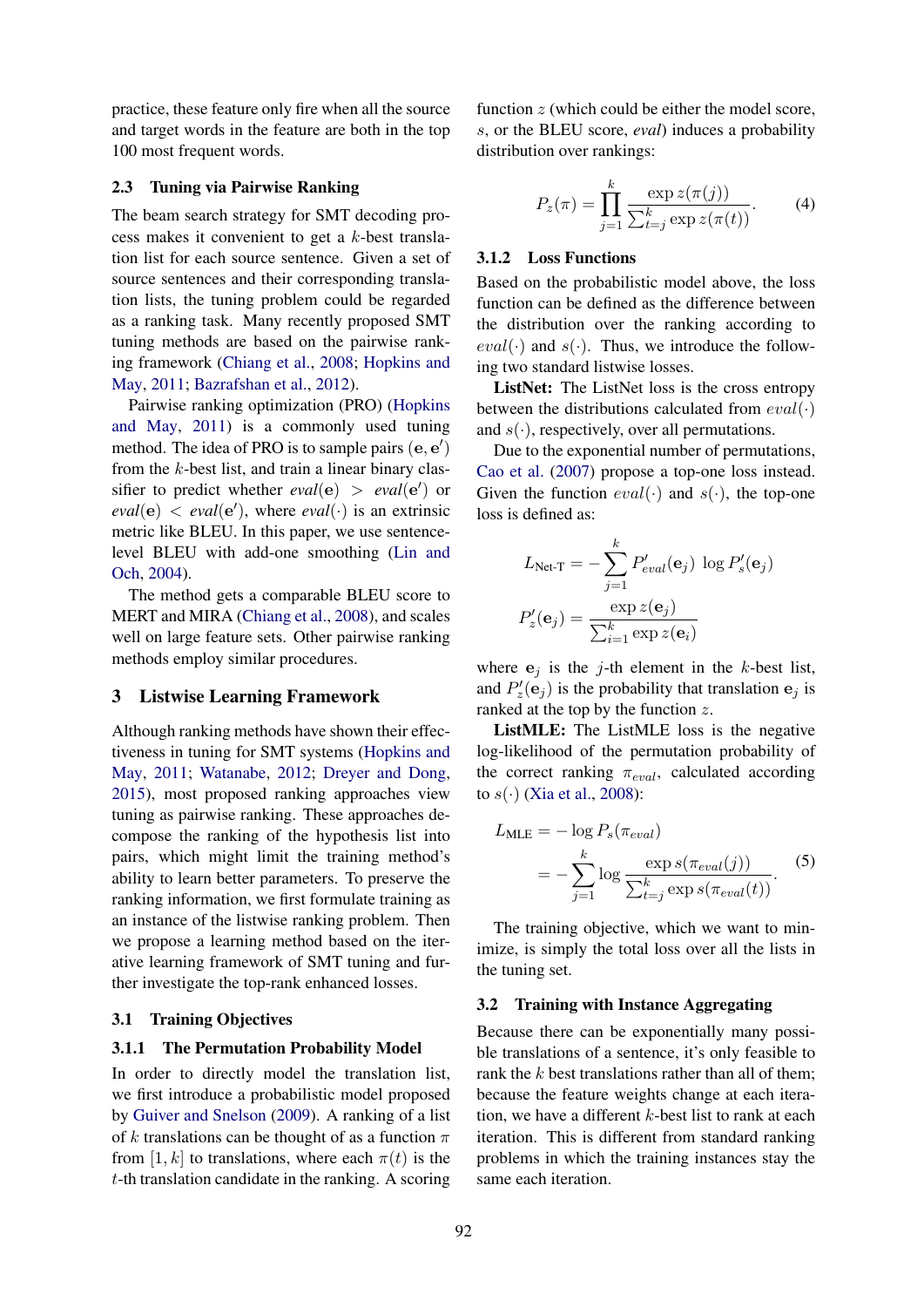practice, these feature only fire when all the source and target words in the feature are both in the top 100 most frequent words.

## 2.3 Tuning via Pairwise Ranking

The beam search strategy for SMT decoding process makes it convenient to get a $k$-best translation list for each source sentence. Given a set of source sentences and their corresponding translation lists, the tuning problem could be regarded as a ranking task. Many recently proposed SMT tuning methods are based on the pairwise ranking framework (Chiang et al., 2008; Hopkins and May, 2011; Bazrafshan et al., 2012).

Pairwise ranking optimization (PRO) (Hopkins and May, 2011) is a commonly used tuning method. The idea of PRO is to sample pairs $(\mathbf{e}, \mathbf{e}')$ from the $k$-best list, and train a linear binary classifier to predict whether $eval(\mathbf{e}) > eval(\mathbf{e}')$ or $eval(\mathbf{e}) < eval(\mathbf{e}')$, where $eval(\cdot)$ is an extrinsic metric like BLEU. In this paper, we use sentence-level BLEU with add-one smoothing (Lin and Och, 2004).

The method gets a comparable BLEU score to MERT and MIRA (Chiang et al., 2008), and scales well on large feature sets. Other pairwise ranking methods employ similar procedures.

# 3 Listwise Learning Framework

Although ranking methods have shown their effectiveness in tuning for SMT systems (Hopkins and May, 2011; Watanabe, 2012; Dreyer and Dong, 2015), most proposed ranking approaches view tuning as pairwise ranking. These approaches decompose the ranking of the hypothesis list into pairs, which might limit the training method's ability to learn better parameters. To preserve the ranking information, we first formulate training as an instance of the listwise ranking problem. Then we propose a learning method based on the iterative learning framework of SMT tuning and further investigate the top-rank enhanced losses.

## 3.1 Training Objectives

### 3.1.1 The Permutation Probability Model

In order to directly model the translation list, we first introduce a probabilistic model proposed by Guiver and Snelson (2009). A ranking of a list of $k$ translations can be thought of as a function $\pi$ from $[1, k]$ to translations, where each $\pi(t)$ is the $t$-th translation candidate in the ranking. A scoring function $z$ (which could be either the model score, $s$, or the BLEU score, $eval$) induces a probability distribution over rankings:

$$P_z(\pi) = \prod_{j=1}^{k} \frac{\exp z(\pi(j))}{\sum_{t=j}^{k} \exp z(\pi(t))}. \tag{4}$$

### 3.1.2 Loss Functions

Based on the probabilistic model above, the loss function can be defined as the difference between the distribution over the ranking according to $eval(\cdot)$ and $s(\cdot)$. Thus, we introduce the following two standard listwise losses.

**ListNet:** The ListNet loss is the cross entropy between the distributions calculated from $eval(\cdot)$ and $s(\cdot)$, respectively, over all permutations.

Due to the exponential number of permutations, Cao et al. (2007) propose a top-one loss instead. Given the function $eval(\cdot)$ and $s(\cdot)$, the top-one loss is defined as:

$$L_{\text{Net-T}} = -\sum_{j=1}^{k} P'_{eval}(\mathbf{e}_j) \, \log P'_s(\mathbf{e}_j)$$

$$P'_z(\mathbf{e}_j) = \frac{\exp z(\mathbf{e}_j)}{\sum_{i=1}^{k} \exp z(\mathbf{e}_i)}$$

where $\mathbf{e}_j$ is the $j$-th element in the $k$-best list, and $P'_z(\mathbf{e}_j)$ is the probability that translation $\mathbf{e}_j$ is ranked at the top by the function $z$.

**ListMLE:** The ListMLE loss is the negative log-likelihood of the permutation probability of the correct ranking $\pi_{eval}$, calculated according to $s(\cdot)$ (Xia et al., 2008):

$$\begin{aligned} L_{\text{MLE}} &= -\log P_s(\pi_{eval}) \\ &= -\sum_{j=1}^{k} \log \frac{\exp s(\pi_{eval}(j))}{\sum_{t=j}^{k} \exp s(\pi_{eval}(t))}. \end{aligned} \tag{5}$$

The training objective, which we want to minimize, is simply the total loss over all the lists in the tuning set.

## 3.2 Training with Instance Aggregating

Because there can be exponentially many possible translations of a sentence, it's only feasible to rank the $k$ best translations rather than all of them; because the feature weights change at each iteration, we have a different $k$-best list to rank at each iteration. This is different from standard ranking problems in which the training instances stay the same each iteration.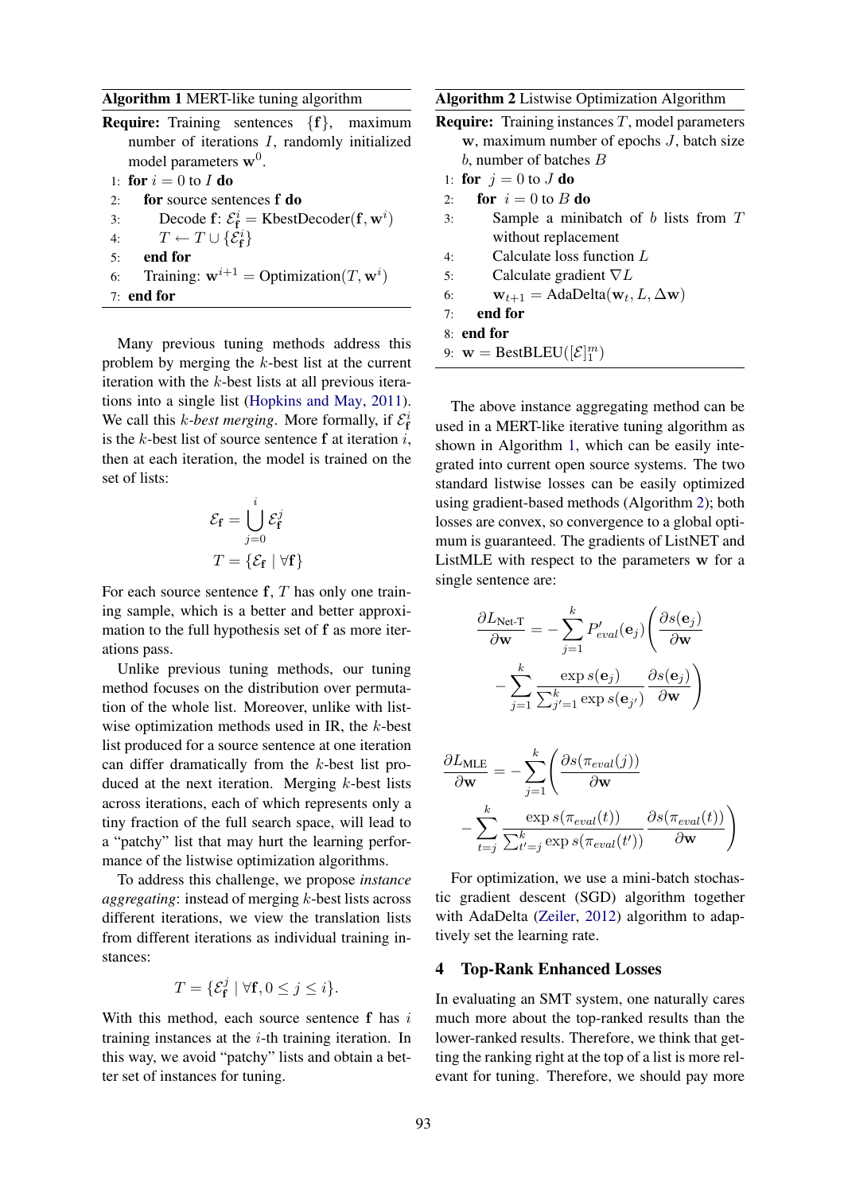**Algorithm 1** MERT-like tuning algorithm

**Require:** Training sentences $\{\mathbf{f}\}$, maximum number of iterations $I$, randomly initialized model parameters $\mathbf{w}^0$.

```
1: for i = 0 to I do
2:     for source sentences f do
3:         Decode f: E_f^i = KbestDecoder(f, w^i)
4:         T ← T ∪ {E_f^i}
5:     end for
6:     Training: w^{i+1} = Optimization(T, w^i)
7: end for
```

Many previous tuning methods address this problem by merging the $k$-best list at the current iteration with the $k$-best lists at all previous iterations into a single list (Hopkins and May, 2011). We call this *$k$-best merging*. More formally, if $\mathcal{E}_{\mathbf{f}}^i$ is the $k$-best list of source sentence $\mathbf{f}$ at iteration $i$, then at each iteration, the model is trained on the set of lists:

$$\mathcal{E}_{\mathbf{f}} = \bigcup_{j=0}^{i} \mathcal{E}_{\mathbf{f}}^j$$

$$T = \{\mathcal{E}_{\mathbf{f}} \mid \forall \mathbf{f}\}$$

For each source sentence $\mathbf{f}$, $T$ has only one training sample, which is a better and better approximation to the full hypothesis set of $\mathbf{f}$ as more iterations pass.

Unlike previous tuning methods, our tuning method focuses on the distribution over permutation of the whole list. Moreover, unlike with listwise optimization methods used in IR, the $k$-best list produced for a source sentence at one iteration can differ dramatically from the $k$-best list produced at the next iteration. Merging $k$-best lists across iterations, each of which represents only a tiny fraction of the full search space, will lead to a "patchy" list that may hurt the learning performance of the listwise optimization algorithms.

To address this challenge, we propose *instance aggregating*: instead of merging $k$-best lists across different iterations, we view the translation lists from different iterations as individual training instances:

$$T = \{\mathcal{E}_{\mathbf{f}}^j \mid \forall \mathbf{f}, 0 \leq j \leq i\}.$$

With this method, each source sentence $\mathbf{f}$ has $i$ training instances at the $i$-th training iteration. In this way, we avoid "patchy" lists and obtain a better set of instances for tuning.

**Algorithm 2** Listwise Optimization Algorithm

**Require:** Training instances $T$, model parameters $\mathbf{w}$, maximum number of epochs $J$, batch size $b$, number of batches $B$

```
1: for j = 0 to J do
2:     for i = 0 to B do
3:         Sample a minibatch of b lists from T without replacement
4:         Calculate loss function L
5:         Calculate gradient ∇L
6:         w_{t+1} = AdaDelta(w_t, L, Δw)
7:     end for
8: end for
9: w = BestBLEU([E]_1^m)
```

The above instance aggregating method can be used in a MERT-like iterative tuning algorithm as shown in Algorithm 1, which can be easily integrated into current open source systems. The two standard listwise losses can be easily optimized using gradient-based methods (Algorithm 2); both losses are convex, so convergence to a global optimum is guaranteed. The gradients of ListNET and ListMLE with respect to the parameters $\mathbf{w}$ for a single sentence are:

$$\frac{\partial L_{\text{Net-T}}}{\partial \mathbf{w}} = -\sum_{j=1}^{k} P'_{eval}(\mathbf{e}_j)\left(\frac{\partial s(\mathbf{e}_j)}{\partial \mathbf{w}} - \sum_{j=1}^{k} \frac{\exp s(\mathbf{e}_j)}{\sum_{j'=1}^{k} \exp s(\mathbf{e}_{j'})} \frac{\partial s(\mathbf{e}_j)}{\partial \mathbf{w}}\right)$$

$$\frac{\partial L_{\text{MLE}}}{\partial \mathbf{w}} = -\sum_{j=1}^{k}\left(\frac{\partial s(\pi_{eval}(j))}{\partial \mathbf{w}} - \sum_{t=j}^{k} \frac{\exp s(\pi_{eval}(t))}{\sum_{t'=j}^{k} \exp s(\pi_{eval}(t'))} \frac{\partial s(\pi_{eval}(t))}{\partial \mathbf{w}}\right)$$

For optimization, we use a mini-batch stochastic gradient descent (SGD) algorithm together with AdaDelta (Zeiler, 2012) algorithm to adaptively set the learning rate.

## 4 Top-Rank Enhanced Losses

In evaluating an SMT system, one naturally cares much more about the top-ranked results than the lower-ranked results. Therefore, we think that getting the ranking right at the top of a list is more relevant for tuning. Therefore, we should pay more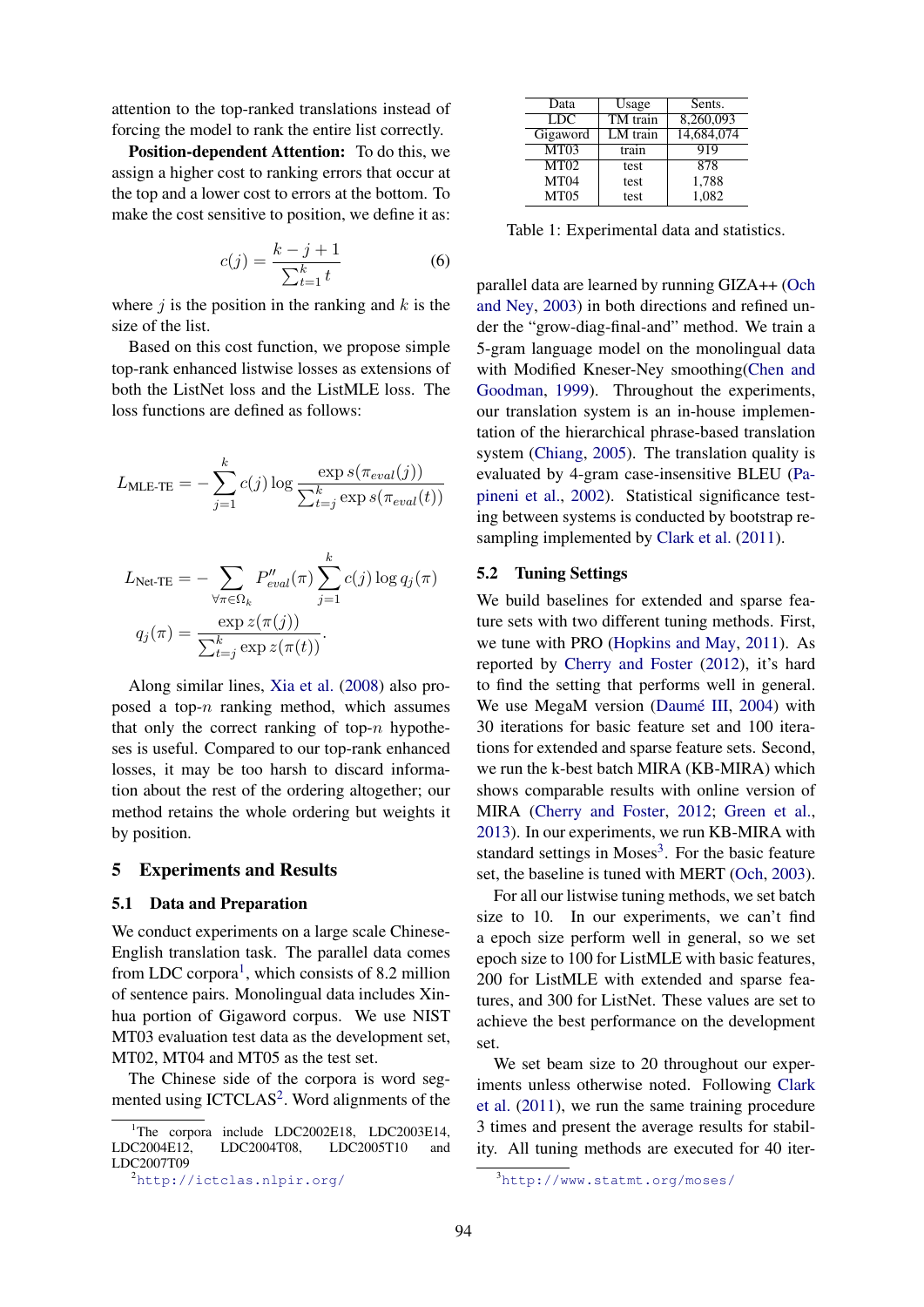attention to the top-ranked translations instead of forcing the model to rank the entire list correctly.

**Position-dependent Attention:** To do this, we assign a higher cost to ranking errors that occur at the top and a lower cost to errors at the bottom. To make the cost sensitive to position, we define it as:

$$c(j) = \frac{k - j + 1}{\sum_{t=1}^{k} t} \tag{6}$$

where $j$ is the position in the ranking and $k$ is the size of the list.

Based on this cost function, we propose simple top-rank enhanced listwise losses as extensions of both the ListNet loss and the ListMLE loss. The loss functions are defined as follows:

$$L_{\text{MLE-TE}} = -\sum_{j=1}^{k} c(j) \log \frac{\exp s(\pi_{eval}(j))}{\sum_{t=j}^{k} \exp s(\pi_{eval}(t))}$$

$$L_{\text{Net-TE}} = -\sum_{\forall \pi \in \Omega_k} P''_{eval}(\pi) \sum_{j=1}^{k} c(j) \log q_j(\pi)$$

$$q_j(\pi) = \frac{\exp z(\pi(j))}{\sum_{t=j}^{k} \exp z(\pi(t))}.$$

Along similar lines, Xia et al. (2008) also proposed a top-$n$ ranking method, which assumes that only the correct ranking of top-$n$ hypotheses is useful. Compared to our top-rank enhanced losses, it may be too harsh to discard information about the rest of the ordering altogether; our method retains the whole ordering but weights it by position.

## 5 Experiments and Results

### 5.1 Data and Preparation

We conduct experiments on a large scale Chinese-English translation task. The parallel data comes from LDC corpora[1], which consists of 8.2 million of sentence pairs. Monolingual data includes Xinhua portion of Gigaword corpus. We use NIST MT03 evaluation test data as the development set, MT02, MT04 and MT05 as the test set.

The Chinese side of the corpora is word segmented using ICTCLAS[2]. Word alignments of the parallel data are learned by running GIZA++ (Och and Ney, 2003) in both directions and refined under the "grow-diag-final-and" method. We train a 5-gram language model on the monolingual data with Modified Kneser-Ney smoothing(Chen and Goodman, 1999). Throughout the experiments, our translation system is an in-house implementation of the hierarchical phrase-based translation system (Chiang, 2005). The translation quality is evaluated by 4-gram case-insensitive BLEU (Papineni et al., 2002). Statistical significance testing between systems is conducted by bootstrap re-sampling implemented by Clark et al. (2011).

| Data | Usage | Sents. |
|---|---|---|
| LDC | TM train | 8,260,093 |
| Gigaword | LM train | 14,684,074 |
| MT03 | train | 919 |
| MT02 | test | 878 |
| MT04 | test | 1,788 |
| MT05 | test | 1,082 |

Table 1: Experimental data and statistics.

### 5.2 Tuning Settings

We build baselines for extended and sparse feature sets with two different tuning methods. First, we tune with PRO (Hopkins and May, 2011). As reported by Cherry and Foster (2012), it's hard to find the setting that performs well in general. We use MegaM version (Daumé III, 2004) with 30 iterations for basic feature set and 100 iterations for extended and sparse feature sets. Second, we run the k-best batch MIRA (KB-MIRA) which shows comparable results with online version of MIRA (Cherry and Foster, 2012; Green et al., 2013). In our experiments, we run KB-MIRA with standard settings in Moses[3]. For the basic feature set, the baseline is tuned with MERT (Och, 2003).

For all our listwise tuning methods, we set batch size to 10. In our experiments, we can't find a epoch size perform well in general, so we set epoch size to 100 for ListMLE with basic features, 200 for ListMLE with extended and sparse features, and 300 for ListNet. These values are set to achieve the best performance on the development set.

We set beam size to 20 throughout our experiments unless otherwise noted. Following Clark et al. (2011), we run the same training procedure 3 times and present the average results for stability. All tuning methods are executed for 40 iter-

[1] The corpora include LDC2002E18, LDC2003E14, LDC2004E12, LDC2004T08, LDC2005T10 and LDC2007T09

[2] http://ictclas.nlpir.org/

[3] http://www.statmt.org/moses/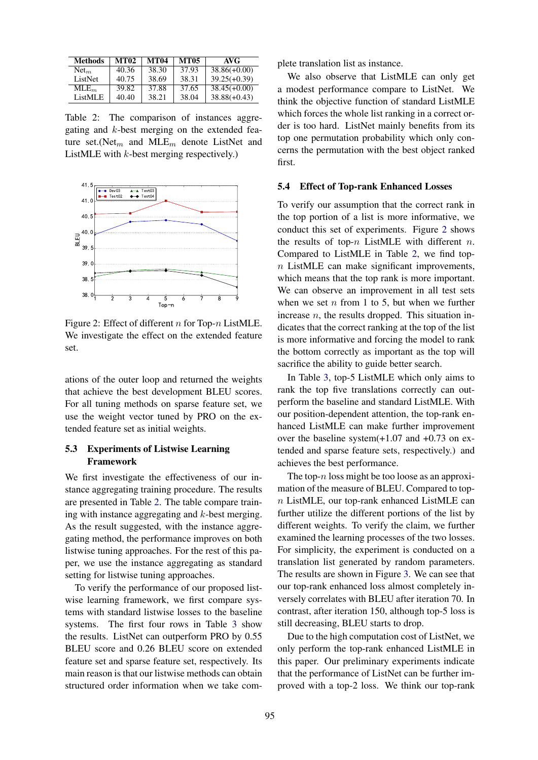| Methods | MT02 | MT04 | MT05 | AVG |
|---|---|---|---|---|
| $\text{Net}_m$ | 40.36 | 38.30 | 37.93 | 38.86(+0.00) |
| ListNet | 40.75 | 38.69 | 38.31 | 39.25(+0.39) |
| $\text{MLE}_m$ | 39.82 | 37.88 | 37.65 | 38.45(+0.00) |
| ListMLE | 40.40 | 38.21 | 38.04 | 38.88(+0.43) |

Table 2: The comparison of instances aggregating and $k$-best merging on the extended feature set.($\text{Net}_m$ and $\text{MLE}_m$ denote ListNet and ListMLE with $k$-best merging respectively.)

Figure 2: Effect of different $n$ for Top-$n$ ListMLE. We investigate the effect on the extended feature set.

ations of the outer loop and returned the weights that achieve the best development BLEU scores. For all tuning methods on sparse feature set, we use the weight vector tuned by PRO on the extended feature set as initial weights.

### 5.3 Experiments of Listwise Learning Framework

We first investigate the effectiveness of our instance aggregating training procedure. The results are presented in Table 2. The table compare training with instance aggregating and $k$-best merging. As the result suggested, with the instance aggregating method, the performance improves on both listwise tuning approaches. For the rest of this paper, we use the instance aggregating as standard setting for listwise tuning approaches.

To verify the performance of our proposed listwise learning framework, we first compare systems with standard listwise losses to the baseline systems. The first four rows in Table 3 show the results. ListNet can outperform PRO by 0.55 BLEU score and 0.26 BLEU score on extended feature set and sparse feature set, respectively. Its main reason is that our listwise methods can obtain structured order information when we take complete translation list as instance.

We also observe that ListMLE can only get a modest performance compare to ListNet. We think the objective function of standard ListMLE which forces the whole list ranking in a correct order is too hard. ListNet mainly benefits from its top one permutation probability which only concerns the permutation with the best object ranked first.

### 5.4 Effect of Top-rank Enhanced Losses

To verify our assumption that the correct rank in the top portion of a list is more informative, we conduct this set of experiments. Figure 2 shows the results of top-$n$ ListMLE with different $n$. Compared to ListMLE in Table 2, we find top-$n$ ListMLE can make significant improvements, which means that the top rank is more important. We can observe an improvement in all test sets when we set $n$ from 1 to 5, but when we further increase $n$, the results dropped. This situation indicates that the correct ranking at the top of the list is more informative and forcing the model to rank the bottom correctly as important as the top will sacrifice the ability to guide better search.

In Table 3, top-5 ListMLE which only aims to rank the top five translations correctly can outperform the baseline and standard ListMLE. With our position-dependent attention, the top-rank enhanced ListMLE can make further improvement over the baseline system(+1.07 and +0.73 on extended and sparse feature sets, respectively.) and achieves the best performance.

The top-$n$ loss might be too loose as an approximation of the measure of BLEU. Compared to top-$n$ ListMLE, our top-rank enhanced ListMLE can further utilize the different portions of the list by different weights. To verify the claim, we further examined the learning processes of the two losses. For simplicity, the experiment is conducted on a translation list generated by random parameters. The results are shown in Figure 3. We can see that our top-rank enhanced loss almost completely inversely correlates with BLEU after iteration 70. In contrast, after iteration 150, although top-5 loss is still decreasing, BLEU starts to drop.

Due to the high computation cost of ListNet, we only perform the top-rank enhanced ListMLE in this paper. Our preliminary experiments indicate that the performance of ListNet can be further improved with a top-2 loss. We think our top-rank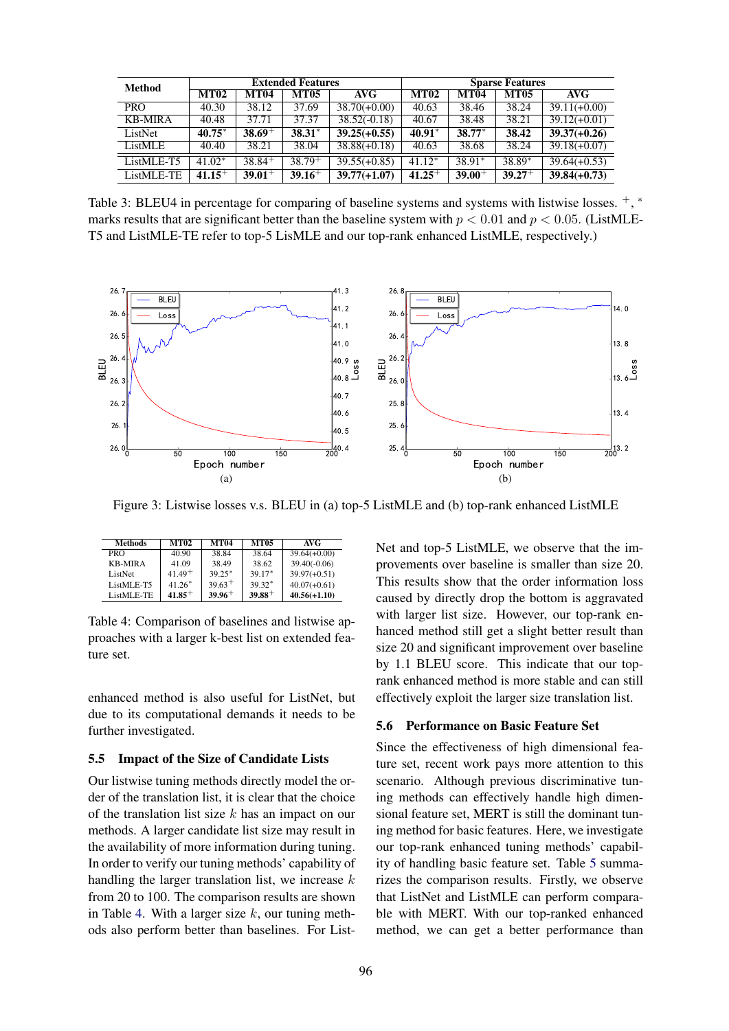| Method | Extended Features | | | | Sparse Features | | | |
|---|---|---|---|---|---|---|---|---|
| | MT02 | MT04 | MT05 | AVG | MT02 | MT04 | MT05 | AVG |
| PRO | 40.30 | 38.12 | 37.69 | 38.70(+0.00) | 40.63 | 38.46 | 38.24 | 39.11(+0.00) |
| KB-MIRA | 40.48 | 37.71 | 37.37 | 38.52(-0.18) | 40.67 | 38.48 | 38.21 | 39.12(+0.01) |
| ListNet | **40.75**$^*$ | **38.69**$^+$ | **38.31**$^*$ | **39.25(+0.55)** | **40.91**$^*$ | **38.77**$^*$ | **38.42** | **39.37(+0.26)** |
| ListMLE | 40.40 | 38.21 | 38.04 | 38.88(+0.18) | 40.63 | 38.68 | 38.24 | 39.18(+0.07) |
| ListMLE-T5 | 41.02$^*$ | 38.84$^+$ | 38.79$^+$ | 39.55(+0.85) | 41.12$^*$ | 38.91$^*$ | 38.89$^*$ | 39.64(+0.53) |
| ListMLE-TE | **41.15**$^+$ | **39.01**$^+$ | **39.16**$^+$ | **39.77(+1.07)** | **41.25**$^+$ | **39.00**$^+$ | **39.27**$^+$ | **39.84(+0.73)** |

Table 3: BLEU4 in percentage for comparing of baseline systems and systems with listwise losses. $^+$, $^*$ marks results that are significant better than the baseline system with $p < 0.01$ and $p < 0.05$. (ListMLE-T5 and ListMLE-TE refer to top-5 LisMLE and our top-rank enhanced ListMLE, respectively.)

Figure 3: Listwise losses v.s. BLEU in (a) top-5 ListMLE and (b) top-rank enhanced ListMLE

| Methods | MT02 | MT04 | MT05 | AVG |
|---|---|---|---|---|
| PRO | 40.90 | 38.84 | 38.64 | 39.64(+0.00) |
| KB-MIRA | 41.09 | 38.49 | 38.62 | 39.40(-0.06) |
| ListNet | 41.49$^+$ | 39.25$^*$ | 39.17$^*$ | 39.97(+0.51) |
| ListMLE-T5 | 41.26$^*$ | 39.63$^+$ | 39.32$^*$ | 40.07(+0.61) |
| ListMLE-TE | **41.85**$^+$ | **39.96**$^+$ | **39.88**$^+$ | **40.56(+1.10)** |

Table 4: Comparison of baselines and listwise approaches with a larger k-best list on extended feature set.

enhanced method is also useful for ListNet, but due to its computational demands it needs to be further investigated.

## 5.5 Impact of the Size of Candidate Lists

Our listwise tuning methods directly model the order of the translation list, it is clear that the choice of the translation list size $k$ has an impact on our methods. A larger candidate list size may result in the availability of more information during tuning. In order to verify our tuning methods' capability of handling the larger translation list, we increase $k$ from 20 to 100. The comparison results are shown in Table 4. With a larger size $k$, our tuning methods also perform better than baselines. For ListNet and top-5 ListMLE, we observe that the improvements over baseline is smaller than size 20. This results show that the order information loss caused by directly drop the bottom is aggravated with larger list size. However, our top-rank enhanced method still get a slight better result than size 20 and significant improvement over baseline by 1.1 BLEU score. This indicate that our top-rank enhanced method is more stable and can still effectively exploit the larger size translation list.

## 5.6 Performance on Basic Feature Set

Since the effectiveness of high dimensional feature set, recent work pays more attention to this scenario. Although previous discriminative tuning methods can effectively handle high dimensional feature set, MERT is still the dominant tuning method for basic features. Here, we investigate our top-rank enhanced tuning methods' capability of handling basic feature set. Table 5 summarizes the comparison results. Firstly, we observe that ListNet and ListMLE can perform comparable with MERT. With our top-ranked enhanced method, we can get a better performance than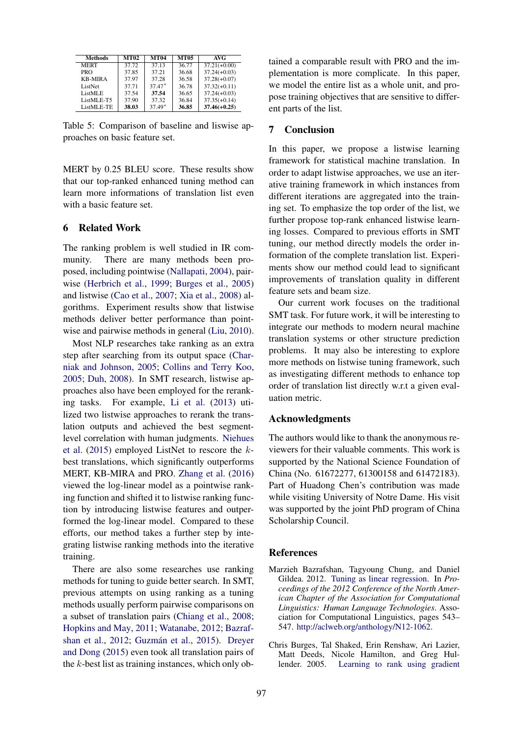| Methods | MT02 | MT04 | MT05 | AVG |
|---|---|---|---|---|
| MERT | 37.72 | 37.13 | 36.77 | 37.21(+0.00) |
| PRO | 37.85 | 37.21 | 36.68 | 37.24(+0.03) |
| KB-MIRA | 37.97 | 37.28 | 36.58 | 37.28(+0.07) |
| ListNet | 37.71 | 37.47* | 36.78 | 37.32(+0.11) |
| ListMLE | 37.54 | **37.54** | 36.65 | 37.24(+0.03) |
| ListMLE-T5 | 37.90 | 37.32 | 36.84 | 37.35(+0.14) |
| ListMLE-TE | **38.03** | 37.49* | **36.85** | **37.46(+0.25)** |

Table 5: Comparison of baseline and liswise approaches on basic feature set.

MERT by 0.25 BLEU score. These results show that our top-ranked enhanced tuning method can learn more informations of translation list even with a basic feature set.

## 6 Related Work

The ranking problem is well studied in IR community. There are many methods been proposed, including pointwise (Nallapati, 2004), pairwise (Herbrich et al., 1999; Burges et al., 2005) and listwise (Cao et al., 2007; Xia et al., 2008) algorithms. Experiment results show that listwise methods deliver better performance than pointwise and pairwise methods in general (Liu, 2010).

Most NLP researches take ranking as an extra step after searching from its output space (Charniak and Johnson, 2005; Collins and Terry Koo, 2005; Duh, 2008). In SMT research, listwise approaches also have been employed for the reranking tasks. For example, Li et al. (2013) utilized two listwise approaches to rerank the translation outputs and achieved the best segment-level correlation with human judgments. Niehues et al. (2015) employed ListNet to rescore the $k$-best translations, which significantly outperforms MERT, KB-MIRA and PRO. Zhang et al. (2016) viewed the log-linear model as a pointwise ranking function and shifted it to listwise ranking function by introducing listwise features and outperformed the log-linear model. Compared to these efforts, our method takes a further step by integrating listwise ranking methods into the iterative training.

There are also some researches use ranking methods for tuning to guide better search. In SMT, previous attempts on using ranking as a tuning methods usually perform pairwise comparisons on a subset of translation pairs (Chiang et al., 2008; Hopkins and May, 2011; Watanabe, 2012; Bazrafshan et al., 2012; Guzmán et al., 2015). Dreyer and Dong (2015) even took all translation pairs of the $k$-best list as training instances, which only obtained a comparable result with PRO and the implementation is more complicate. In this paper, we model the entire list as a whole unit, and propose training objectives that are sensitive to different parts of the list.

## 7 Conclusion

In this paper, we propose a listwise learning framework for statistical machine translation. In order to adapt listwise approaches, we use an iterative training framework in which instances from different iterations are aggregated into the training set. To emphasize the top order of the list, we further propose top-rank enhanced listwise learning losses. Compared to previous efforts in SMT tuning, our method directly models the order information of the complete translation list. Experiments show our method could lead to significant improvements of translation quality in different feature sets and beam size.

Our current work focuses on the traditional SMT task. For future work, it will be interesting to integrate our methods to modern neural machine translation systems or other structure prediction problems. It may also be interesting to explore more methods on listwise tuning framework, such as investigating different methods to enhance top order of translation list directly w.r.t a given evaluation metric.

## Acknowledgments

The authors would like to thank the anonymous reviewers for their valuable comments. This work is supported by the National Science Foundation of China (No. 61672277, 61300158 and 61472183). Part of Huadong Chen's contribution was made while visiting University of Notre Dame. His visit was supported by the joint PhD program of China Scholarship Council.

## References

Marzieh Bazrafshan, Tagyoung Chung, and Daniel Gildea. 2012. Tuning as linear regression. In *Proceedings of the 2012 Conference of the North American Chapter of the Association for Computational Linguistics: Human Language Technologies*. Association for Computational Linguistics, pages 543–547. http://aclweb.org/anthology/N12-1062.

Chris Burges, Tal Shaked, Erin Renshaw, Ari Lazier, Matt Deeds, Nicole Hamilton, and Greg Hullender. 2005. Learning to rank using gradient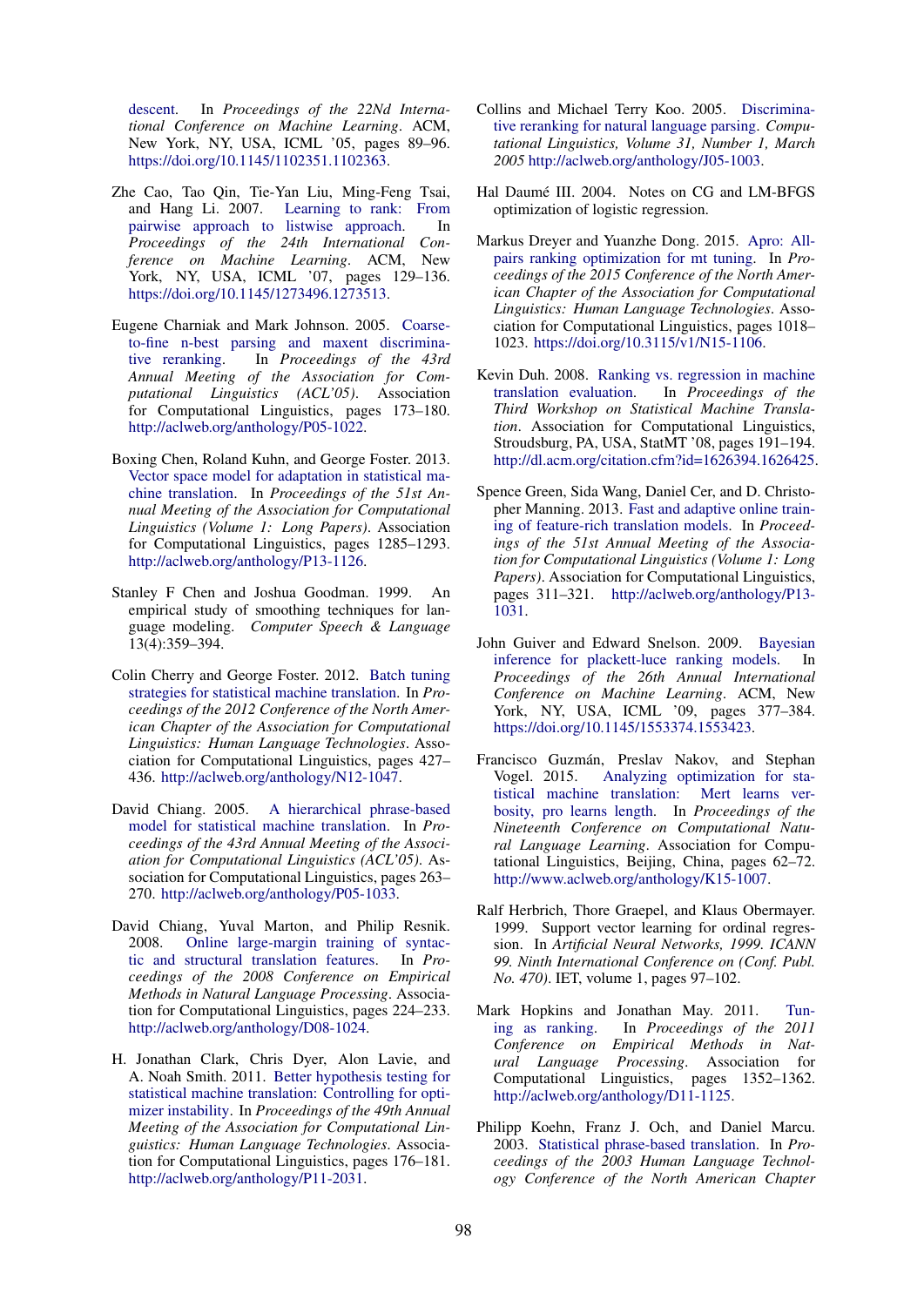descent. In *Proceedings of the 22Nd International Conference on Machine Learning*. ACM, New York, NY, USA, ICML '05, pages 89–96. https://doi.org/10.1145/1102351.1102363.

Zhe Cao, Tao Qin, Tie-Yan Liu, Ming-Feng Tsai, and Hang Li. 2007. Learning to rank: From pairwise approach to listwise approach. In *Proceedings of the 24th International Conference on Machine Learning*. ACM, New York, NY, USA, ICML '07, pages 129–136. https://doi.org/10.1145/1273496.1273513.

Eugene Charniak and Mark Johnson. 2005. Coarse-to-fine n-best parsing and maxent discriminative reranking. In *Proceedings of the 43rd Annual Meeting of the Association for Computational Linguistics (ACL'05)*. Association for Computational Linguistics, pages 173–180. http://aclweb.org/anthology/P05-1022.

Boxing Chen, Roland Kuhn, and George Foster. 2013. Vector space model for adaptation in statistical machine translation. In *Proceedings of the 51st Annual Meeting of the Association for Computational Linguistics (Volume 1: Long Papers)*. Association for Computational Linguistics, pages 1285–1293. http://aclweb.org/anthology/P13-1126.

Stanley F Chen and Joshua Goodman. 1999. An empirical study of smoothing techniques for language modeling. *Computer Speech & Language* 13(4):359–394.

Colin Cherry and George Foster. 2012. Batch tuning strategies for statistical machine translation. In *Proceedings of the 2012 Conference of the North American Chapter of the Association for Computational Linguistics: Human Language Technologies*. Association for Computational Linguistics, pages 427–436. http://aclweb.org/anthology/N12-1047.

David Chiang. 2005. A hierarchical phrase-based model for statistical machine translation. In *Proceedings of the 43rd Annual Meeting of the Association for Computational Linguistics (ACL'05)*. Association for Computational Linguistics, pages 263–270. http://aclweb.org/anthology/P05-1033.

David Chiang, Yuval Marton, and Philip Resnik. 2008. Online large-margin training of syntactic and structural translation features. In *Proceedings of the 2008 Conference on Empirical Methods in Natural Language Processing*. Association for Computational Linguistics, pages 224–233. http://aclweb.org/anthology/D08-1024.

H. Jonathan Clark, Chris Dyer, Alon Lavie, and A. Noah Smith. 2011. Better hypothesis testing for statistical machine translation: Controlling for optimizer instability. In *Proceedings of the 49th Annual Meeting of the Association for Computational Linguistics: Human Language Technologies*. Association for Computational Linguistics, pages 176–181. http://aclweb.org/anthology/P11-2031.

Collins and Michael Terry Koo. 2005. Discriminative reranking for natural language parsing. *Computational Linguistics, Volume 31, Number 1, March 2005* http://aclweb.org/anthology/J05-1003.

Hal Daumé III. 2004. Notes on CG and LM-BFGS optimization of logistic regression.

Markus Dreyer and Yuanzhe Dong. 2015. Apro: All-pairs ranking optimization for mt tuning. In *Proceedings of the 2015 Conference of the North American Chapter of the Association for Computational Linguistics: Human Language Technologies*. Association for Computational Linguistics, pages 1018–1023. https://doi.org/10.3115/v1/N15-1106.

Kevin Duh. 2008. Ranking vs. regression in machine translation evaluation. In *Proceedings of the Third Workshop on Statistical Machine Translation*. Association for Computational Linguistics, Stroudsburg, PA, USA, StatMT '08, pages 191–194. http://dl.acm.org/citation.cfm?id=1626394.1626425.

Spence Green, Sida Wang, Daniel Cer, and D. Christopher Manning. 2013. Fast and adaptive online training of feature-rich translation models. In *Proceedings of the 51st Annual Meeting of the Association for Computational Linguistics (Volume 1: Long Papers)*. Association for Computational Linguistics, pages 311–321. http://aclweb.org/anthology/P13-1031.

John Guiver and Edward Snelson. 2009. Bayesian inference for plackett-luce ranking models. In *Proceedings of the 26th Annual International Conference on Machine Learning*. ACM, New York, NY, USA, ICML '09, pages 377–384. https://doi.org/10.1145/1553374.1553423.

Francisco Guzmán, Preslav Nakov, and Stephan Vogel. 2015. Analyzing optimization for statistical machine translation: Mert learns verbosity, pro learns length. In *Proceedings of the Nineteenth Conference on Computational Natural Language Learning*. Association for Computational Linguistics, Beijing, China, pages 62–72. http://www.aclweb.org/anthology/K15-1007.

Ralf Herbrich, Thore Graepel, and Klaus Obermayer. 1999. Support vector learning for ordinal regression. In *Artificial Neural Networks, 1999. ICANN 99. Ninth International Conference on (Conf. Publ. No. 470)*. IET, volume 1, pages 97–102.

Mark Hopkins and Jonathan May. 2011. Tuning as ranking. In *Proceedings of the 2011 Conference on Empirical Methods in Natural Language Processing*. Association for Computational Linguistics, pages 1352–1362. http://aclweb.org/anthology/D11-1125.

Philipp Koehn, Franz J. Och, and Daniel Marcu. 2003. Statistical phrase-based translation. In *Proceedings of the 2003 Human Language Technology Conference of the North American Chapter*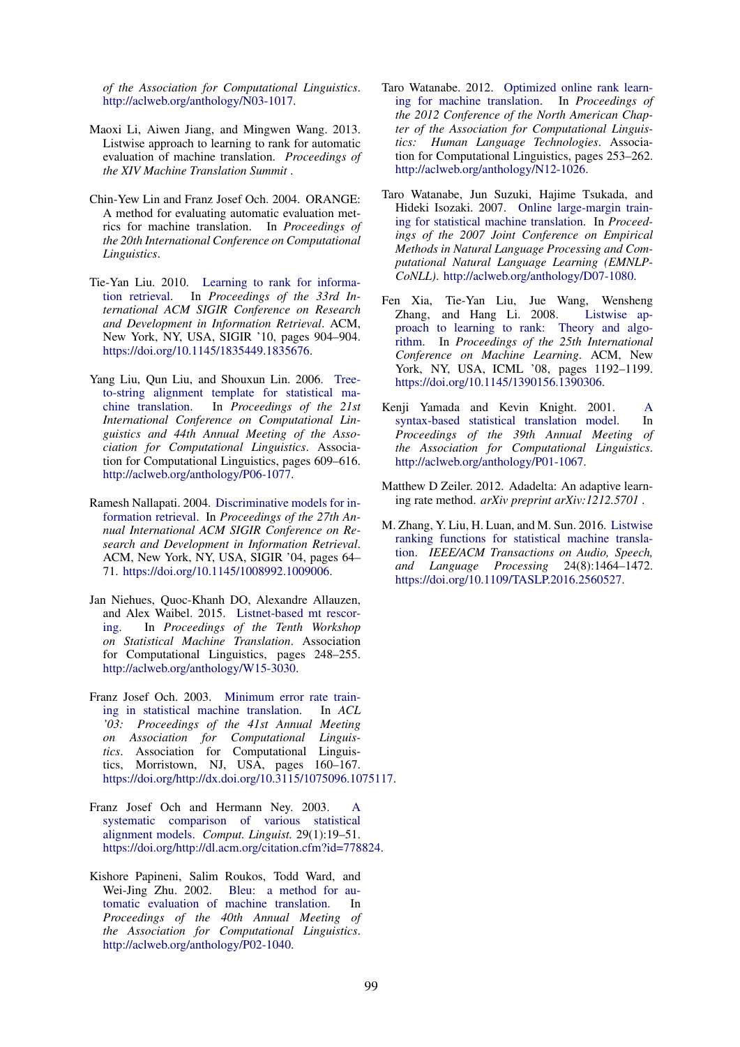of the Association for Computational Linguistics. http://aclweb.org/anthology/N03-1017.

Maoxi Li, Aiwen Jiang, and Mingwen Wang. 2013. Listwise approach to learning to rank for automatic evaluation of machine translation. *Proceedings of the XIV Machine Translation Summit* .

Chin-Yew Lin and Franz Josef Och. 2004. ORANGE: A method for evaluating automatic evaluation metrics for machine translation. In *Proceedings of the 20th International Conference on Computational Linguistics*.

Tie-Yan Liu. 2010. Learning to rank for information retrieval. In *Proceedings of the 33rd International ACM SIGIR Conference on Research and Development in Information Retrieval*. ACM, New York, NY, USA, SIGIR '10, pages 904–904. https://doi.org/10.1145/1835449.1835676.

Yang Liu, Qun Liu, and Shouxun Lin. 2006. Tree-to-string alignment template for statistical machine translation. In *Proceedings of the 21st International Conference on Computational Linguistics and 44th Annual Meeting of the Association for Computational Linguistics*. Association for Computational Linguistics, pages 609–616. http://aclweb.org/anthology/P06-1077.

Ramesh Nallapati. 2004. Discriminative models for information retrieval. In *Proceedings of the 27th Annual International ACM SIGIR Conference on Research and Development in Information Retrieval*. ACM, New York, NY, USA, SIGIR '04, pages 64–71. https://doi.org/10.1145/1008992.1009006.

Jan Niehues, Quoc-Khanh DO, Alexandre Allauzen, and Alex Waibel. 2015. Listnet-based mt rescoring. In *Proceedings of the Tenth Workshop on Statistical Machine Translation*. Association for Computational Linguistics, pages 248–255. http://aclweb.org/anthology/W15-3030.

Franz Josef Och. 2003. Minimum error rate training in statistical machine translation. In *ACL '03: Proceedings of the 41st Annual Meeting on Association for Computational Linguistics*. Association for Computational Linguistics, Morristown, NJ, USA, pages 160–167. https://doi.org/http://dx.doi.org/10.3115/1075096.1075117.

Franz Josef Och and Hermann Ney. 2003. A systematic comparison of various statistical alignment models. *Comput. Linguist.* 29(1):19–51. https://doi.org/http://dl.acm.org/citation.cfm?id=778824.

Kishore Papineni, Salim Roukos, Todd Ward, and Wei-Jing Zhu. 2002. Bleu: a method for automatic evaluation of machine translation. In *Proceedings of the 40th Annual Meeting of the Association for Computational Linguistics*. http://aclweb.org/anthology/P02-1040.

Taro Watanabe. 2012. Optimized online rank learning for machine translation. In *Proceedings of the 2012 Conference of the North American Chapter of the Association for Computational Linguistics: Human Language Technologies*. Association for Computational Linguistics, pages 253–262. http://aclweb.org/anthology/N12-1026.

Taro Watanabe, Jun Suzuki, Hajime Tsukada, and Hideki Isozaki. 2007. Online large-margin training for statistical machine translation. In *Proceedings of the 2007 Joint Conference on Empirical Methods in Natural Language Processing and Computational Natural Language Learning (EMNLP-CoNLL)*. http://aclweb.org/anthology/D07-1080.

Fen Xia, Tie-Yan Liu, Jue Wang, Wensheng Zhang, and Hang Li. 2008. Listwise approach to learning to rank: Theory and algorithm. In *Proceedings of the 25th International Conference on Machine Learning*. ACM, New York, NY, USA, ICML '08, pages 1192–1199. https://doi.org/10.1145/1390156.1390306.

Kenji Yamada and Kevin Knight. 2001. A syntax-based statistical translation model. In *Proceedings of the 39th Annual Meeting of the Association for Computational Linguistics*. http://aclweb.org/anthology/P01-1067.

Matthew D Zeiler. 2012. Adadelta: An adaptive learning rate method. *arXiv preprint arXiv:1212.5701* .

M. Zhang, Y. Liu, H. Luan, and M. Sun. 2016. Listwise ranking functions for statistical machine translation. *IEEE/ACM Transactions on Audio, Speech, and Language Processing* 24(8):1464–1472. https://doi.org/10.1109/TASLP.2016.2560527.